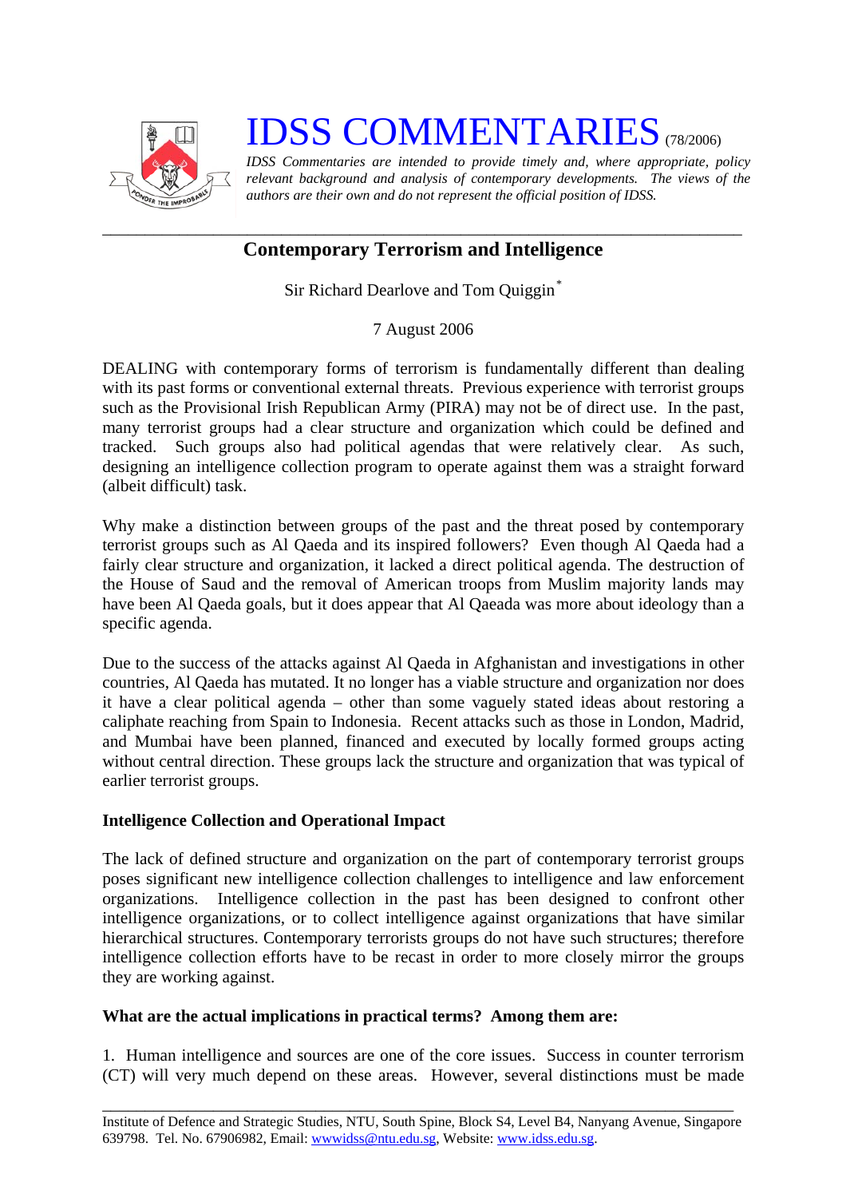# IDSS COMMENTARIES (78/2006)

*IDSS Commentaries are intended to provide timely and, where appropriate, policy relevant background and analysis of contemporary developments. The views of the authors are their own and do not represent the official position of IDSS.*

## Contemporary Terrorism and Intelligence

Sir Richard Dearlove and Tom Quiggin*

7 August 2006

DEALING with contemporary forms of terrorism is fundamentally different than dealing with its past forms or conventional external threats. Previous experience with terrorist groups such as the Provisional Irish Republican Army (PIRA) may not be of direct use. In the past, many terrorist groups had a clear structure and organization which could be defined and tracked. Such groups also had political agendas that were relatively clear. As such, designing an intelligence collection program to operate against them was a straight forward (albeit difficult) task.

Why make a distinction between groups of the past and the threat posed by contemporary terrorist groups such as Al Qaeda and its inspired followers? Even though Al Qaeda had a fairly clear structure and organization, it lacked a direct political agenda. The destruction of the House of Saud and the removal of American troops from Muslim majority lands may have been Al Qaeda goals, but it does appear that Al Qaeada was more about ideology than a specific agenda.

Due to the success of the attacks against Al Qaeda in Afghanistan and investigations in other countries, Al Qaeda has mutated. It no longer has a viable structure and organization nor does it have a clear political agenda – other than some vaguely stated ideas about restoring a caliphate reaching from Spain to Indonesia. Recent attacks such as those in London, Madrid, and Mumbai have been planned, financed and executed by locally formed groups acting without central direction. These groups lack the structure and organization that was typical of earlier terrorist groups.

### Intelligence Collection and Operational Impact

The lack of defined structure and organization on the part of contemporary terrorist groups poses significant new intelligence collection challenges to intelligence and law enforcement organizations. Intelligence collection in the past has been designed to confront other intelligence organizations, or to collect intelligence against organizations that have similar hierarchical structures. Contemporary terrorists groups do not have such structures; therefore intelligence collection efforts have to be recast in order to more closely mirror the groups they are working against.

**What are the actual implications in practical terms? Among them are:**

1. Human intelligence and sources are one of the core issues. Success in counter terrorism (CT) will very much depend on these areas. However, several distinctions must be made

Institute of Defence and Strategic Studies, NTU, South Spine, Block S4, Level B4, Nanyang Avenue, Singapore 639798. Tel. No. 67906982, Email: wwwidss@ntu.edu.sg, Website: www.idss.edu.sg.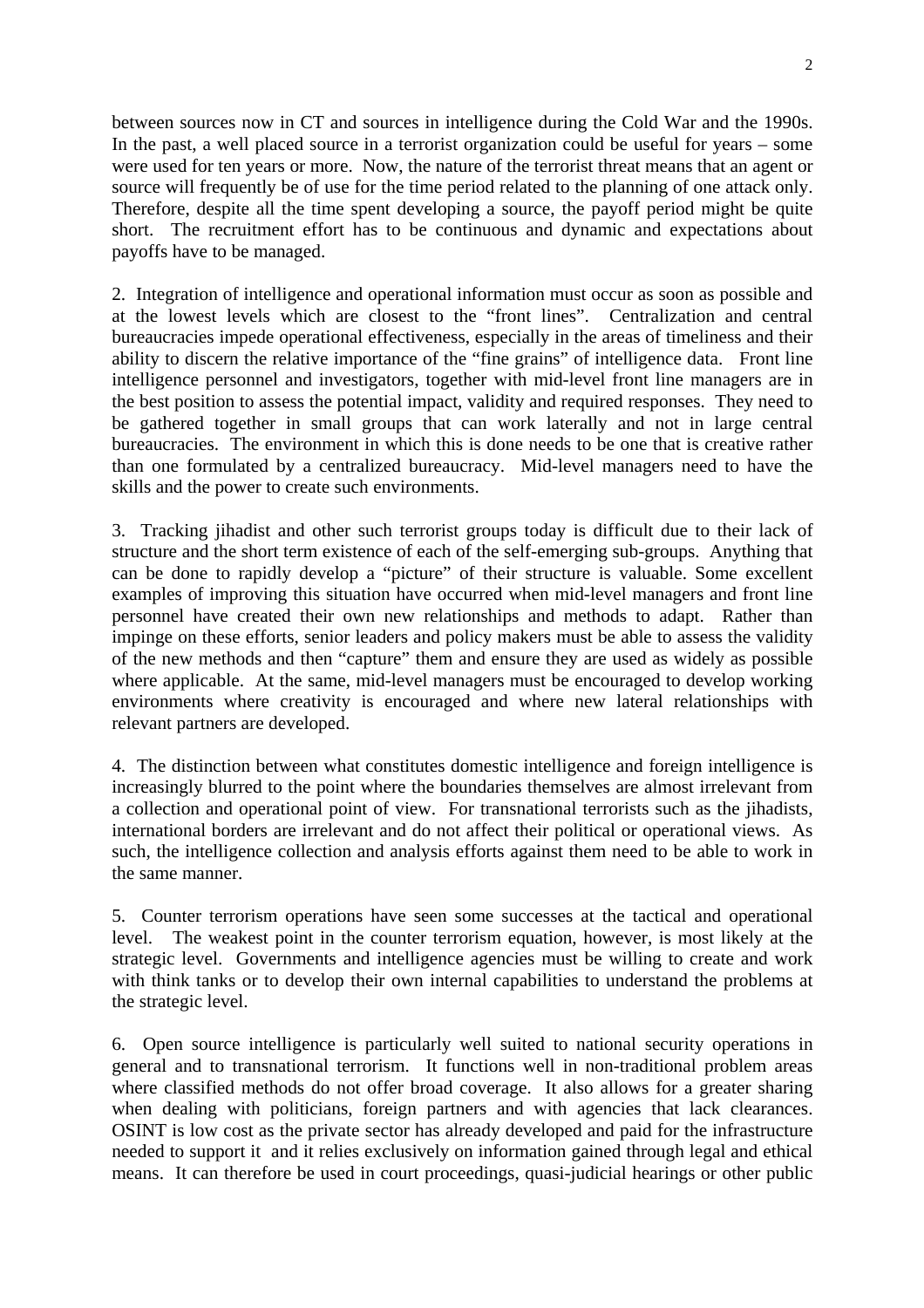between sources now in CT and sources in intelligence during the Cold War and the 1990s. In the past, a well placed source in a terrorist organization could be useful for years – some were used for ten years or more. Now, the nature of the terrorist threat means that an agent or source will frequently be of use for the time period related to the planning of one attack only. Therefore, despite all the time spent developing a source, the payoff period might be quite short. The recruitment effort has to be continuous and dynamic and expectations about payoffs have to be managed.

2. Integration of intelligence and operational information must occur as soon as possible and at the lowest levels which are closest to the "front lines". Centralization and central bureaucracies impede operational effectiveness, especially in the areas of timeliness and their ability to discern the relative importance of the "fine grains" of intelligence data. Front line intelligence personnel and investigators, together with mid-level front line managers are in the best position to assess the potential impact, validity and required responses. They need to be gathered together in small groups that can work laterally and not in large central bureaucracies. The environment in which this is done needs to be one that is creative rather than one formulated by a centralized bureaucracy. Mid-level managers need to have the skills and the power to create such environments.

3. Tracking jihadist and other such terrorist groups today is difficult due to their lack of structure and the short term existence of each of the self-emerging sub-groups. Anything that can be done to rapidly develop a "picture" of their structure is valuable. Some excellent examples of improving this situation have occurred when mid-level managers and front line personnel have created their own new relationships and methods to adapt. Rather than impinge on these efforts, senior leaders and policy makers must be able to assess the validity of the new methods and then "capture" them and ensure they are used as widely as possible where applicable. At the same, mid-level managers must be encouraged to develop working environments where creativity is encouraged and where new lateral relationships with relevant partners are developed.

4. The distinction between what constitutes domestic intelligence and foreign intelligence is increasingly blurred to the point where the boundaries themselves are almost irrelevant from a collection and operational point of view. For transnational terrorists such as the jihadists, international borders are irrelevant and do not affect their political or operational views. As such, the intelligence collection and analysis efforts against them need to be able to work in the same manner.

5. Counter terrorism operations have seen some successes at the tactical and operational level. The weakest point in the counter terrorism equation, however, is most likely at the strategic level. Governments and intelligence agencies must be willing to create and work with think tanks or to develop their own internal capabilities to understand the problems at the strategic level.

6. Open source intelligence is particularly well suited to national security operations in general and to transnational terrorism. It functions well in non-traditional problem areas where classified methods do not offer broad coverage. It also allows for a greater sharing when dealing with politicians, foreign partners and with agencies that lack clearances. OSINT is low cost as the private sector has already developed and paid for the infrastructure needed to support it and it relies exclusively on information gained through legal and ethical means. It can therefore be used in court proceedings, quasi-judicial hearings or other public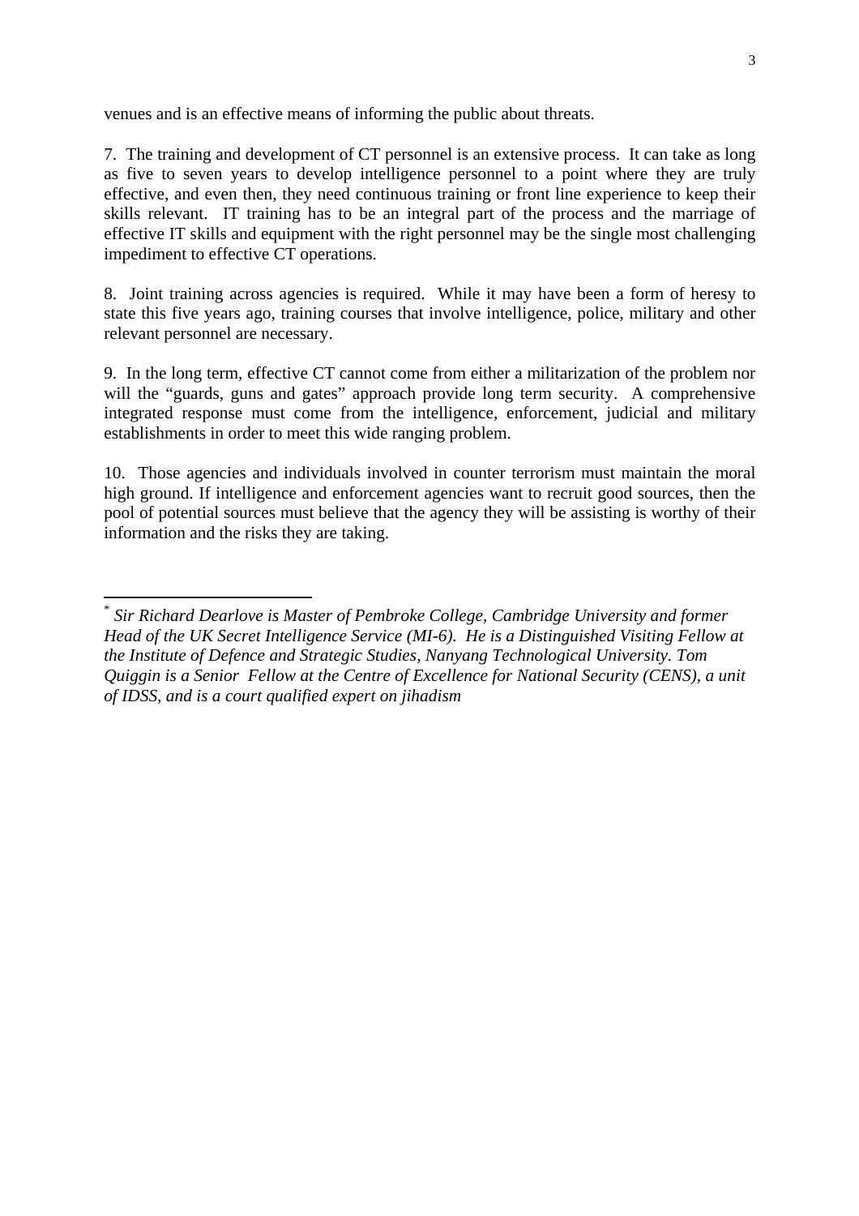venues and is an effective means of informing the public about threats.

7. The training and development of CT personnel is an extensive process. It can take as long as five to seven years to develop intelligence personnel to a point where they are truly effective, and even then, they need continuous training or front line experience to keep their skills relevant. IT training has to be an integral part of the process and the marriage of effective IT skills and equipment with the right personnel may be the single most challenging impediment to effective CT operations.

8. Joint training across agencies is required. While it may have been a form of heresy to state this five years ago, training courses that involve intelligence, police, military and other relevant personnel are necessary.

9. In the long term, effective CT cannot come from either a militarization of the problem nor will the "guards, guns and gates" approach provide long term security. A comprehensive integrated response must come from the intelligence, enforcement, judicial and military establishments in order to meet this wide ranging problem.

10. Those agencies and individuals involved in counter terrorism must maintain the moral high ground. If intelligence and enforcement agencies want to recruit good sources, then the pool of potential sources must believe that the agency they will be assisting is worthy of their information and the risks they are taking.

---

[*] *Sir Richard Dearlove is Master of Pembroke College, Cambridge University and former Head of the UK Secret Intelligence Service (MI-6). He is a Distinguished Visiting Fellow at the Institute of Defence and Strategic Studies, Nanyang Technological University. Tom Quiggin is a Senior Fellow at the Centre of Excellence for National Security (CENS), a unit of IDSS, and is a court qualified expert on jihadism*